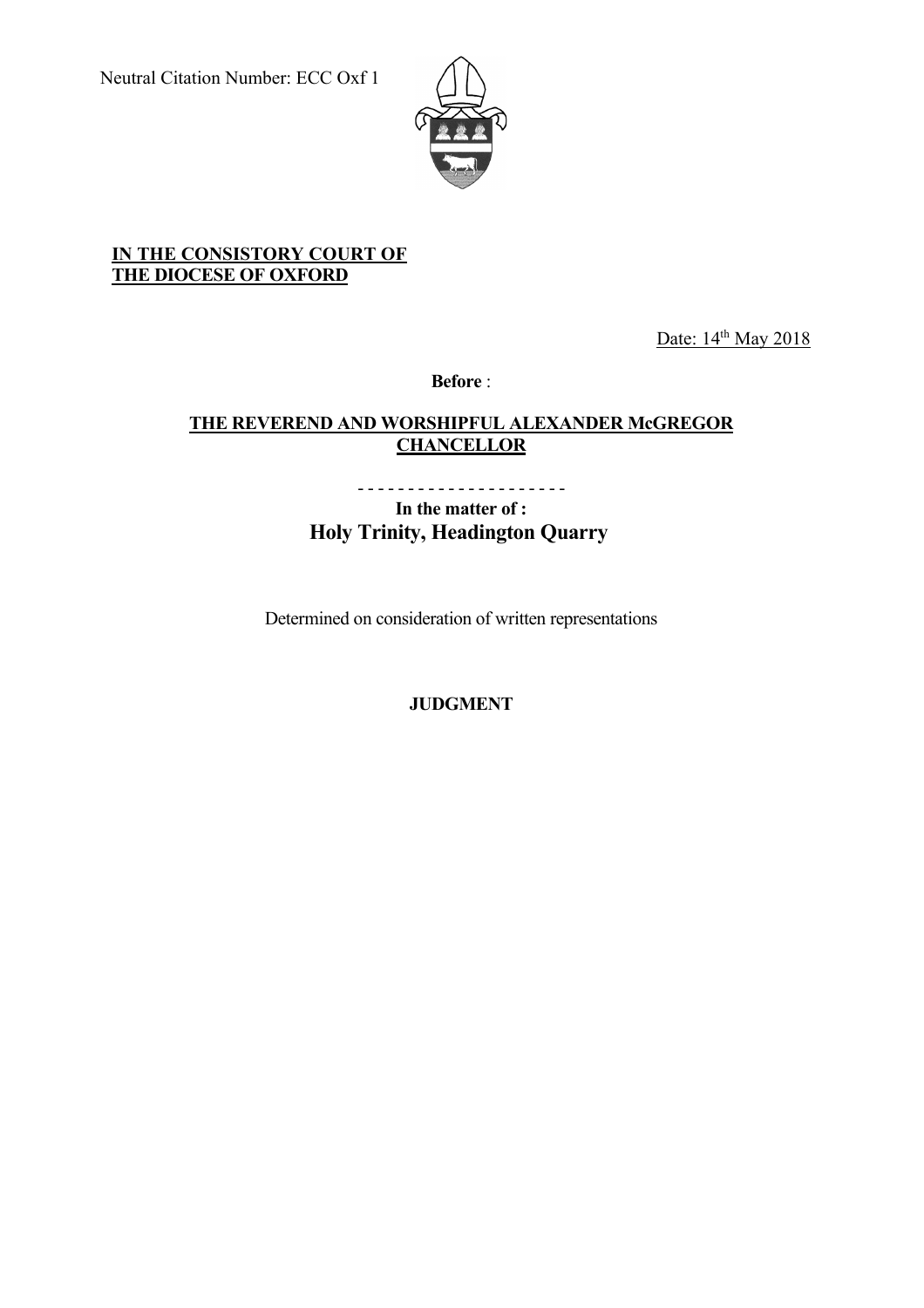Neutral Citation Number: ECC Oxf 1

**IN THE CONSISTORY COURT OF THE DIOCESE OF OXFORD**

Date: 14th May 2018

**Before** :

**THE REVEREND AND WORSHIPFUL ALEXANDER McGREGOR CHANCELLOR**

- - - - - - - - - - - - - - - - - - - - -

**In the matter of :**

**Holy Trinity, Headington Quarry**

Determined on consideration of written representations

**JUDGMENT**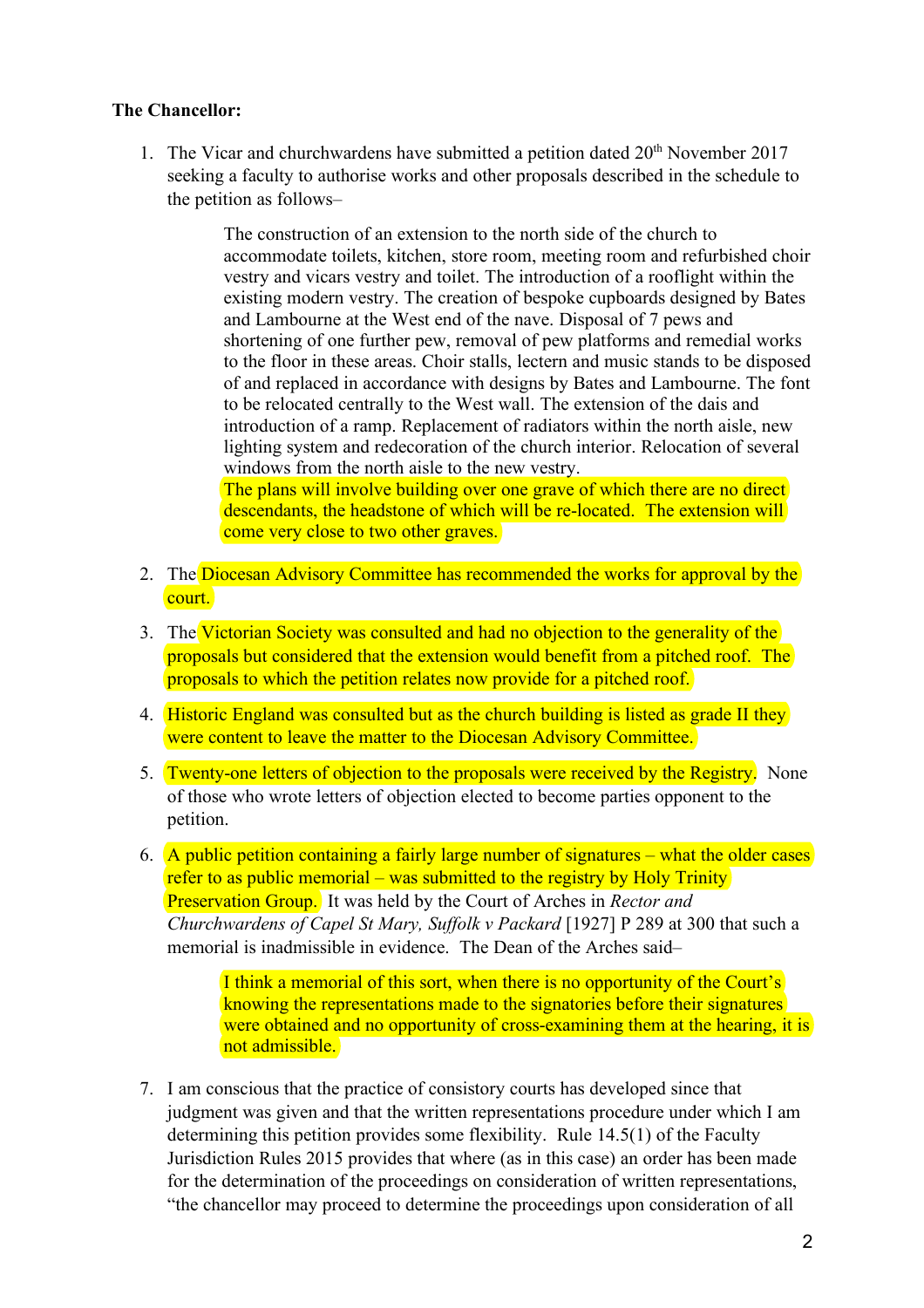**The Chancellor:**

1. The Vicar and churchwardens have submitted a petition dated 20th November 2017 seeking a faculty to authorise works and other proposals described in the schedule to the petition as follows–

   > The construction of an extension to the north side of the church to accommodate toilets, kitchen, store room, meeting room and refurbished choir vestry and vicars vestry and toilet. The introduction of a rooflight within the existing modern vestry. The creation of bespoke cupboards designed by Bates and Lambourne at the West end of the nave. Disposal of 7 pews and shortening of one further pew, removal of pew platforms and remedial works to the floor in these areas. Choir stalls, lectern and music stands to be disposed of and replaced in accordance with designs by Bates and Lambourne. The font to be relocated centrally to the West wall. The extension of the dais and introduction of a ramp. Replacement of radiators within the north aisle, new lighting system and redecoration of the church interior. Relocation of several windows from the north aisle to the new vestry.
   > The plans will involve building over one grave of which there are no direct descendants, the headstone of which will be re-located. The extension will come very close to two other graves.

2. The Diocesan Advisory Committee has recommended the works for approval by the court.

3. The Victorian Society was consulted and had no objection to the generality of the proposals but considered that the extension would benefit from a pitched roof. The proposals to which the petition relates now provide for a pitched roof.

4. Historic England was consulted but as the church building is listed as grade II they were content to leave the matter to the Diocesan Advisory Committee.

5. Twenty-one letters of objection to the proposals were received by the Registry. None of those who wrote letters of objection elected to become parties opponent to the petition.

6. A public petition containing a fairly large number of signatures – what the older cases refer to as public memorial – was submitted to the registry by Holy Trinity Preservation Group. It was held by the Court of Arches in *Rector and Churchwardens of Capel St Mary, Suffolk v Packard* [1927] P 289 at 300 that such a memorial is inadmissible in evidence. The Dean of the Arches said–

   > I think a memorial of this sort, when there is no opportunity of the Court's knowing the representations made to the signatories before their signatures were obtained and no opportunity of cross-examining them at the hearing, it is not admissible.

7. I am conscious that the practice of consistory courts has developed since that judgment was given and that the written representations procedure under which I am determining this petition provides some flexibility. Rule 14.5(1) of the Faculty Jurisdiction Rules 2015 provides that where (as in this case) an order has been made for the determination of the proceedings on consideration of written representations, "the chancellor may proceed to determine the proceedings upon consideration of all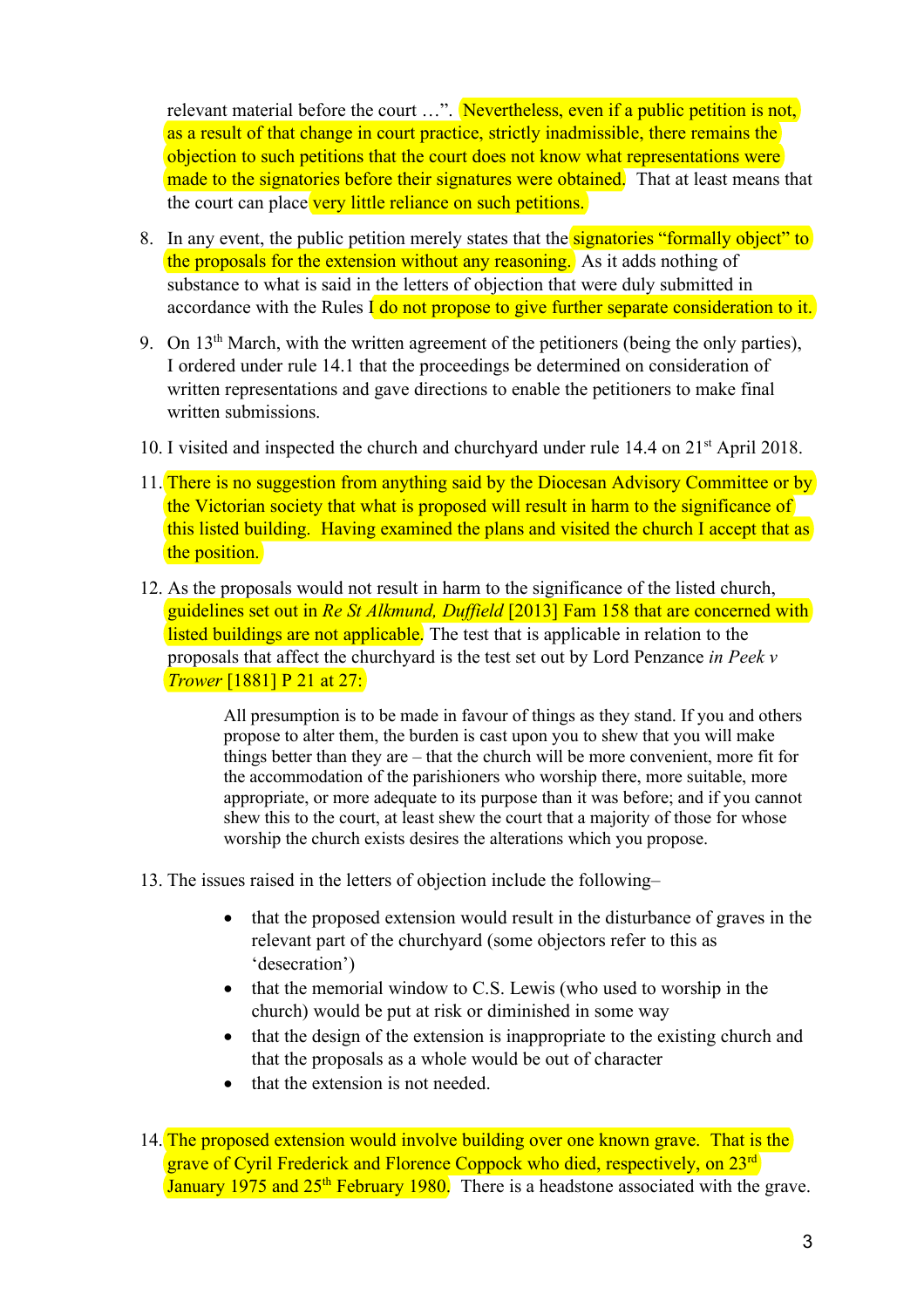relevant material before the court …". Nevertheless, even if a public petition is not, as a result of that change in court practice, strictly inadmissible, there remains the objection to such petitions that the court does not know what representations were made to the signatories before their signatures were obtained. That at least means that the court can place very little reliance on such petitions.

8. In any event, the public petition merely states that the signatories "formally object" to the proposals for the extension without any reasoning. As it adds nothing of substance to what is said in the letters of objection that were duly submitted in accordance with the Rules I do not propose to give further separate consideration to it.

9. On 13th March, with the written agreement of the petitioners (being the only parties), I ordered under rule 14.1 that the proceedings be determined on consideration of written representations and gave directions to enable the petitioners to make final written submissions.

10. I visited and inspected the church and churchyard under rule 14.4 on 21st April 2018.

11. There is no suggestion from anything said by the Diocesan Advisory Committee or by the Victorian society that what is proposed will result in harm to the significance of this listed building. Having examined the plans and visited the church I accept that as the position.

12. As the proposals would not result in harm to the significance of the listed church, guidelines set out in *Re St Alkmund, Duffield* [2013] Fam 158 that are concerned with listed buildings are not applicable. The test that is applicable in relation to the proposals that affect the churchyard is the test set out by Lord Penzance *in Peek v Trower* [1881] P 21 at 27:

> All presumption is to be made in favour of things as they stand. If you and others propose to alter them, the burden is cast upon you to shew that you will make things better than they are – that the church will be more convenient, more fit for the accommodation of the parishioners who worship there, more suitable, more appropriate, or more adequate to its purpose than it was before; and if you cannot shew this to the court, at least shew the court that a majority of those for whose worship the church exists desires the alterations which you propose.

13. The issues raised in the letters of objection include the following–

    - that the proposed extension would result in the disturbance of graves in the relevant part of the churchyard (some objectors refer to this as 'desecration')
    - that the memorial window to C.S. Lewis (who used to worship in the church) would be put at risk or diminished in some way
    - that the design of the extension is inappropriate to the existing church and that the proposals as a whole would be out of character
    - that the extension is not needed.

14. The proposed extension would involve building over one known grave. That is the grave of Cyril Frederick and Florence Coppock who died, respectively, on 23rd January 1975 and 25th February 1980. There is a headstone associated with the grave.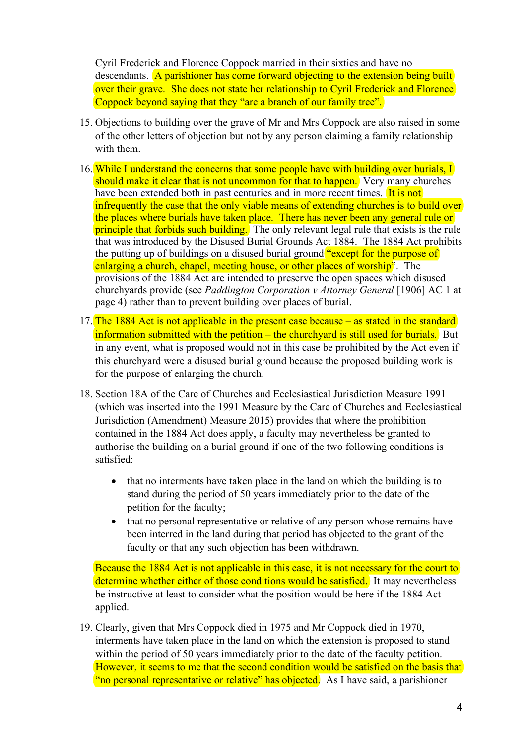Cyril Frederick and Florence Coppock married in their sixties and have no descendants. A parishioner has come forward objecting to the extension being built over their grave. She does not state her relationship to Cyril Frederick and Florence Coppock beyond saying that they "are a branch of our family tree".

15. Objections to building over the grave of Mr and Mrs Coppock are also raised in some of the other letters of objection but not by any person claiming a family relationship with them.

16. While I understand the concerns that some people have with building over burials, I should make it clear that is not uncommon for that to happen. Very many churches have been extended both in past centuries and in more recent times. It is not infrequently the case that the only viable means of extending churches is to build over the places where burials have taken place. There has never been any general rule or principle that forbids such building. The only relevant legal rule that exists is the rule that was introduced by the Disused Burial Grounds Act 1884. The 1884 Act prohibits the putting up of buildings on a disused burial ground "except for the purpose of enlarging a church, chapel, meeting house, or other places of worship". The provisions of the 1884 Act are intended to preserve the open spaces which disused churchyards provide (see *Paddington Corporation v Attorney General* [1906] AC 1 at page 4) rather than to prevent building over places of burial.

17. The 1884 Act is not applicable in the present case because – as stated in the standard information submitted with the petition – the churchyard is still used for burials. But in any event, what is proposed would not in this case be prohibited by the Act even if this churchyard were a disused burial ground because the proposed building work is for the purpose of enlarging the church.

18. Section 18A of the Care of Churches and Ecclesiastical Jurisdiction Measure 1991 (which was inserted into the 1991 Measure by the Care of Churches and Ecclesiastical Jurisdiction (Amendment) Measure 2015) provides that where the prohibition contained in the 1884 Act does apply, a faculty may nevertheless be granted to authorise the building on a burial ground if one of the two following conditions is satisfied:

    - that no interments have taken place in the land on which the building is to stand during the period of 50 years immediately prior to the date of the petition for the faculty;
    - that no personal representative or relative of any person whose remains have been interred in the land during that period has objected to the grant of the faculty or that any such objection has been withdrawn.

    Because the 1884 Act is not applicable in this case, it is not necessary for the court to determine whether either of those conditions would be satisfied. It may nevertheless be instructive at least to consider what the position would be here if the 1884 Act applied.

19. Clearly, given that Mrs Coppock died in 1975 and Mr Coppock died in 1970, interments have taken place in the land on which the extension is proposed to stand within the period of 50 years immediately prior to the date of the faculty petition. However, it seems to me that the second condition would be satisfied on the basis that "no personal representative or relative" has objected. As I have said, a parishioner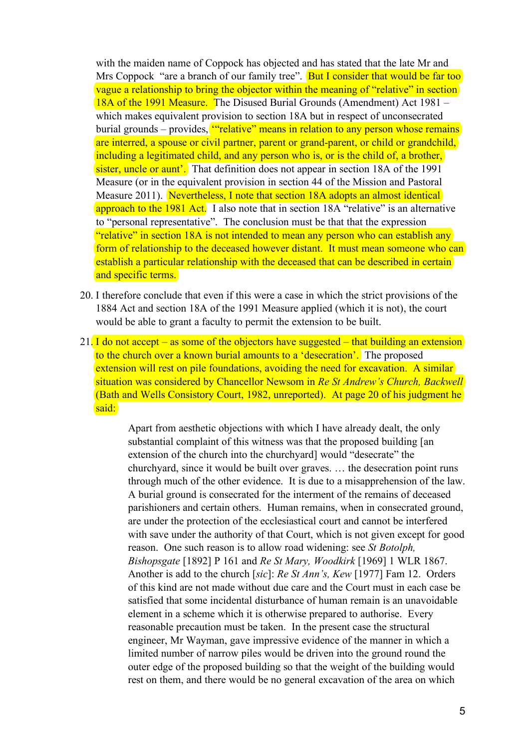with the maiden name of Coppock has objected and has stated that the late Mr and Mrs Coppock "are a branch of our family tree". But I consider that would be far too vague a relationship to bring the objector within the meaning of "relative" in section 18A of the 1991 Measure. The Disused Burial Grounds (Amendment) Act 1981 – which makes equivalent provision to section 18A but in respect of unconsecrated burial grounds – provides, '"relative" means in relation to any person whose remains are interred, a spouse or civil partner, parent or grand-parent, or child or grandchild, including a legitimated child, and any person who is, or is the child of, a brother, sister, uncle or aunt'. That definition does not appear in section 18A of the 1991 Measure (or in the equivalent provision in section 44 of the Mission and Pastoral Measure 2011). Nevertheless, I note that section 18A adopts an almost identical approach to the 1981 Act. I also note that in section 18A "relative" is an alternative to "personal representative". The conclusion must be that that the expression "relative" in section 18A is not intended to mean any person who can establish any form of relationship to the deceased however distant. It must mean someone who can establish a particular relationship with the deceased that can be described in certain and specific terms.

20. I therefore conclude that even if this were a case in which the strict provisions of the 1884 Act and section 18A of the 1991 Measure applied (which it is not), the court would be able to grant a faculty to permit the extension to be built.

21. I do not accept – as some of the objectors have suggested – that building an extension to the church over a known burial amounts to a 'desecration'. The proposed extension will rest on pile foundations, avoiding the need for excavation. A similar situation was considered by Chancellor Newsom in *Re St Andrew's Church, Backwell* (Bath and Wells Consistory Court, 1982, unreported). At page 20 of his judgment he said:

> Apart from aesthetic objections with which I have already dealt, the only substantial complaint of this witness was that the proposed building [an extension of the church into the churchyard] would "desecrate" the churchyard, since it would be built over graves. … the desecration point runs through much of the other evidence. It is due to a misapprehension of the law. A burial ground is consecrated for the interment of the remains of deceased parishioners and certain others. Human remains, when in consecrated ground, are under the protection of the ecclesiastical court and cannot be interfered with save under the authority of that Court, which is not given except for good reason. One such reason is to allow road widening: see *St Botolph, Bishopsgate* [1892] P 161 and *Re St Mary, Woodkirk* [1969] 1 WLR 1867. Another is add to the church [*sic*]: *Re St Ann's, Kew* [1977] Fam 12. Orders of this kind are not made without due care and the Court must in each case be satisfied that some incidental disturbance of human remain is an unavoidable element in a scheme which it is otherwise prepared to authorise. Every reasonable precaution must be taken. In the present case the structural engineer, Mr Wayman, gave impressive evidence of the manner in which a limited number of narrow piles would be driven into the ground round the outer edge of the proposed building so that the weight of the building would rest on them, and there would be no general excavation of the area on which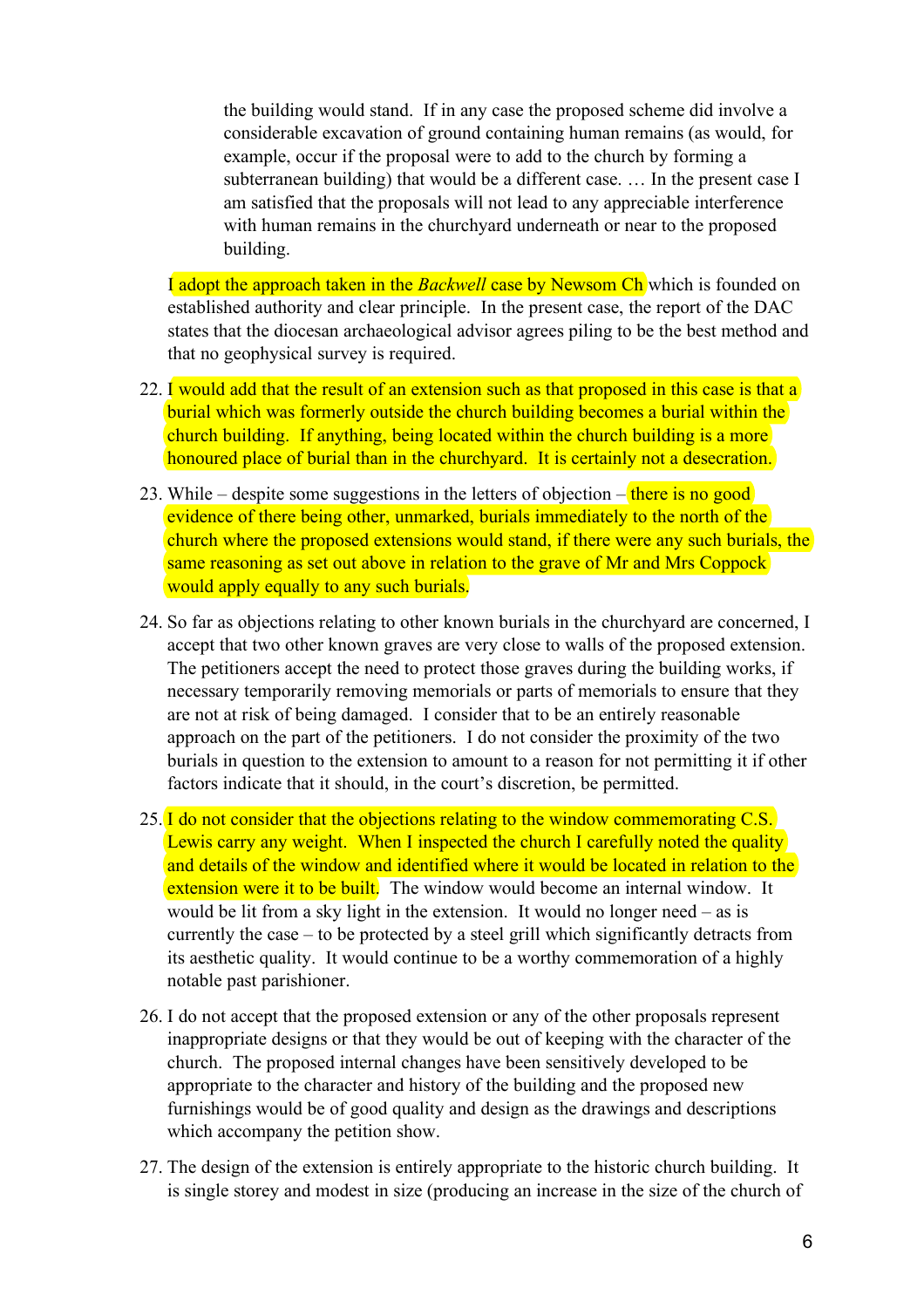> the building would stand. If in any case the proposed scheme did involve a considerable excavation of ground containing human remains (as would, for example, occur if the proposal were to add to the church by forming a subterranean building) that would be a different case. … In the present case I am satisfied that the proposals will not lead to any appreciable interference with human remains in the churchyard underneath or near to the proposed building.

I adopt the approach taken in the *Backwell* case by Newsom Ch which is founded on established authority and clear principle. In the present case, the report of the DAC states that the diocesan archaeological advisor agrees piling to be the best method and that no geophysical survey is required.

22. I would add that the result of an extension such as that proposed in this case is that a burial which was formerly outside the church building becomes a burial within the church building. If anything, being located within the church building is a more honoured place of burial than in the churchyard. It is certainly not a desecration.

23. While – despite some suggestions in the letters of objection – there is no good evidence of there being other, unmarked, burials immediately to the north of the church where the proposed extensions would stand, if there were any such burials, the same reasoning as set out above in relation to the grave of Mr and Mrs Coppock would apply equally to any such burials.

24. So far as objections relating to other known burials in the churchyard are concerned, I accept that two other known graves are very close to walls of the proposed extension. The petitioners accept the need to protect those graves during the building works, if necessary temporarily removing memorials or parts of memorials to ensure that they are not at risk of being damaged. I consider that to be an entirely reasonable approach on the part of the petitioners. I do not consider the proximity of the two burials in question to the extension to amount to a reason for not permitting it if other factors indicate that it should, in the court's discretion, be permitted.

25. I do not consider that the objections relating to the window commemorating C.S. Lewis carry any weight. When I inspected the church I carefully noted the quality and details of the window and identified where it would be located in relation to the extension were it to be built. The window would become an internal window. It would be lit from a sky light in the extension. It would no longer need – as is currently the case – to be protected by a steel grill which significantly detracts from its aesthetic quality. It would continue to be a worthy commemoration of a highly notable past parishioner.

26. I do not accept that the proposed extension or any of the other proposals represent inappropriate designs or that they would be out of keeping with the character of the church. The proposed internal changes have been sensitively developed to be appropriate to the character and history of the building and the proposed new furnishings would be of good quality and design as the drawings and descriptions which accompany the petition show.

27. The design of the extension is entirely appropriate to the historic church building. It is single storey and modest in size (producing an increase in the size of the church of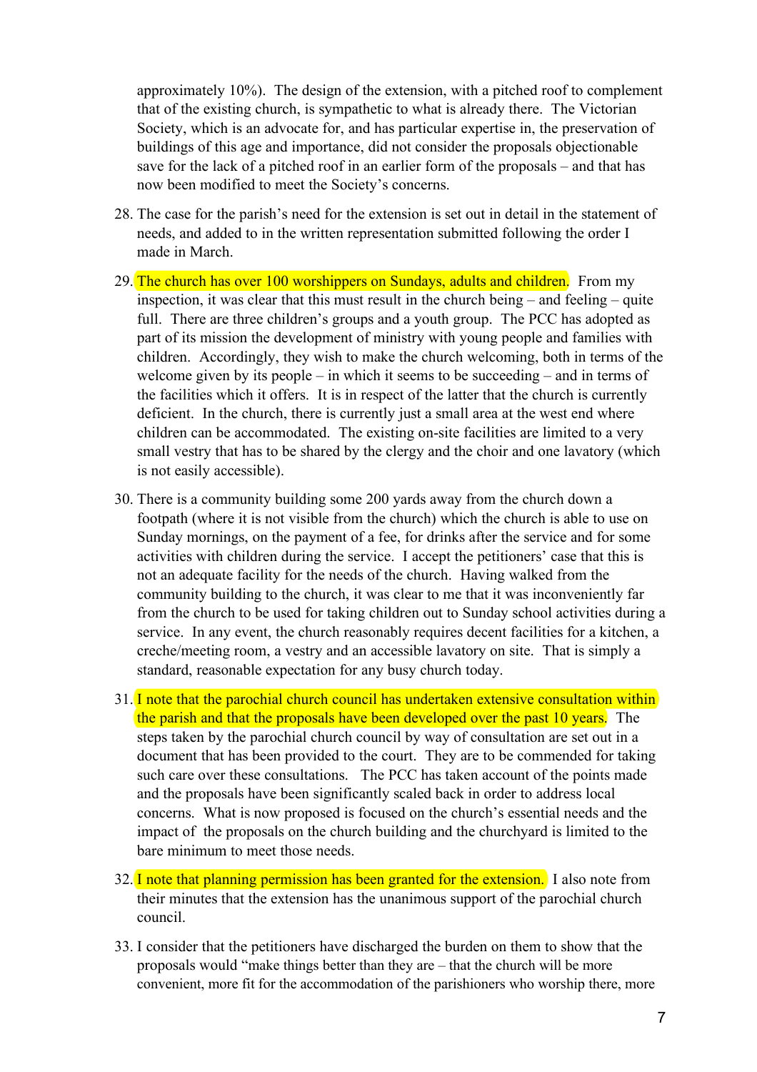approximately 10%). The design of the extension, with a pitched roof to complement that of the existing church, is sympathetic to what is already there. The Victorian Society, which is an advocate for, and has particular expertise in, the preservation of buildings of this age and importance, did not consider the proposals objectionable save for the lack of a pitched roof in an earlier form of the proposals – and that has now been modified to meet the Society's concerns.

28. The case for the parish's need for the extension is set out in detail in the statement of needs, and added to in the written representation submitted following the order I made in March.

29. The church has over 100 worshippers on Sundays, adults and children. From my inspection, it was clear that this must result in the church being – and feeling – quite full. There are three children's groups and a youth group. The PCC has adopted as part of its mission the development of ministry with young people and families with children. Accordingly, they wish to make the church welcoming, both in terms of the welcome given by its people – in which it seems to be succeeding – and in terms of the facilities which it offers. It is in respect of the latter that the church is currently deficient. In the church, there is currently just a small area at the west end where children can be accommodated. The existing on-site facilities are limited to a very small vestry that has to be shared by the clergy and the choir and one lavatory (which is not easily accessible).

30. There is a community building some 200 yards away from the church down a footpath (where it is not visible from the church) which the church is able to use on Sunday mornings, on the payment of a fee, for drinks after the service and for some activities with children during the service. I accept the petitioners' case that this is not an adequate facility for the needs of the church. Having walked from the community building to the church, it was clear to me that it was inconveniently far from the church to be used for taking children out to Sunday school activities during a service. In any event, the church reasonably requires decent facilities for a kitchen, a creche/meeting room, a vestry and an accessible lavatory on site. That is simply a standard, reasonable expectation for any busy church today.

31. I note that the parochial church council has undertaken extensive consultation within the parish and that the proposals have been developed over the past 10 years. The steps taken by the parochial church council by way of consultation are set out in a document that has been provided to the court. They are to be commended for taking such care over these consultations. The PCC has taken account of the points made and the proposals have been significantly scaled back in order to address local concerns. What is now proposed is focused on the church's essential needs and the impact of the proposals on the church building and the churchyard is limited to the bare minimum to meet those needs.

32. I note that planning permission has been granted for the extension. I also note from their minutes that the extension has the unanimous support of the parochial church council.

33. I consider that the petitioners have discharged the burden on them to show that the proposals would "make things better than they are – that the church will be more convenient, more fit for the accommodation of the parishioners who worship there, more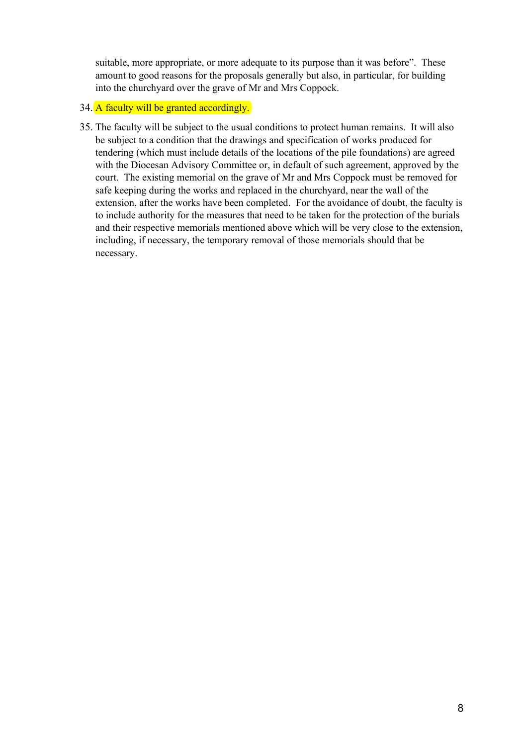suitable, more appropriate, or more adequate to its purpose than it was before". These amount to good reasons for the proposals generally but also, in particular, for building into the churchyard over the grave of Mr and Mrs Coppock.

34. A faculty will be granted accordingly.

35. The faculty will be subject to the usual conditions to protect human remains. It will also be subject to a condition that the drawings and specification of works produced for tendering (which must include details of the locations of the pile foundations) are agreed with the Diocesan Advisory Committee or, in default of such agreement, approved by the court. The existing memorial on the grave of Mr and Mrs Coppock must be removed for safe keeping during the works and replaced in the churchyard, near the wall of the extension, after the works have been completed. For the avoidance of doubt, the faculty is to include authority for the measures that need to be taken for the protection of the burials and their respective memorials mentioned above which will be very close to the extension, including, if necessary, the temporary removal of those memorials should that be necessary.